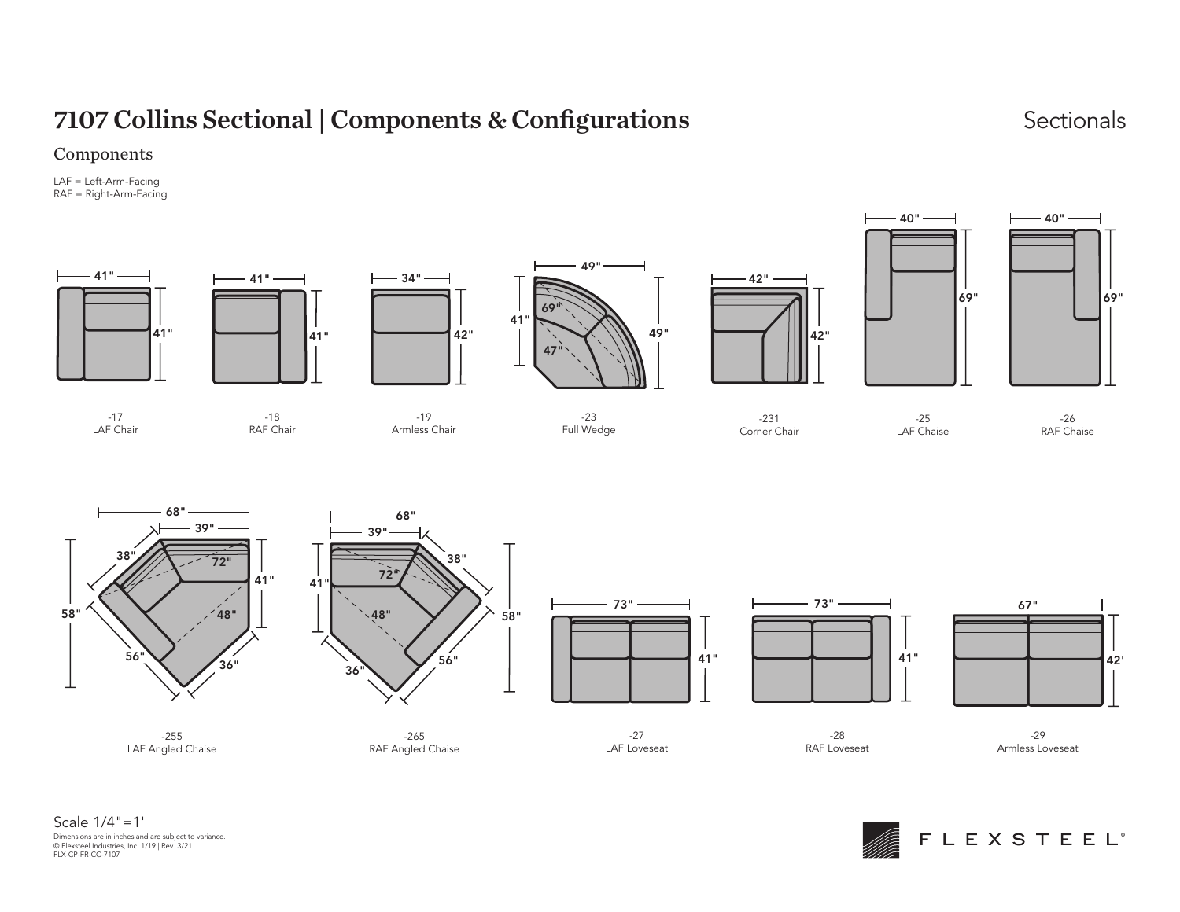# 7107 Collins Sectional | Components & Configurations

Sectionals

## Components

LAF = Left-Arm-Facing
RAF = Right-Arm-Facing

| Component | Description | Dimensions |
| --- | --- | --- |
| -17 | LAF Chair | 41" × 41" |
| -18 | RAF Chair | 41" × 41" |
| -19 | Armless Chair | 34" × 42" |
| -23 | Full Wedge | 49" × 49"; 41", 69", 47" |
| -231 | Corner Chair | 42" × 42" |
| -25 | LAF Chaise | 40" × 69" |
| -26 | RAF Chaise | 40" × 69" |
| -255 | LAF Angled Chaise | 68", 39", 38", 72", 41", 58", 48", 56", 36" |
| -265 | RAF Angled Chaise | 68", 39", 38", 72", 41", 58", 48", 56", 36" |
| -27 | LAF Loveseat | 73" × 41" |
| -28 | RAF Loveseat | 73" × 41" |
| -29 | Armless Loveseat | 67" × 42" |

Scale 1/4"=1'

Dimensions are in inches and are subject to variance.
© Flexsteel Industries, Inc. 1/19 | Rev. 3/21
FLX-CP-FR-CC-7107

FLEXSTEEL®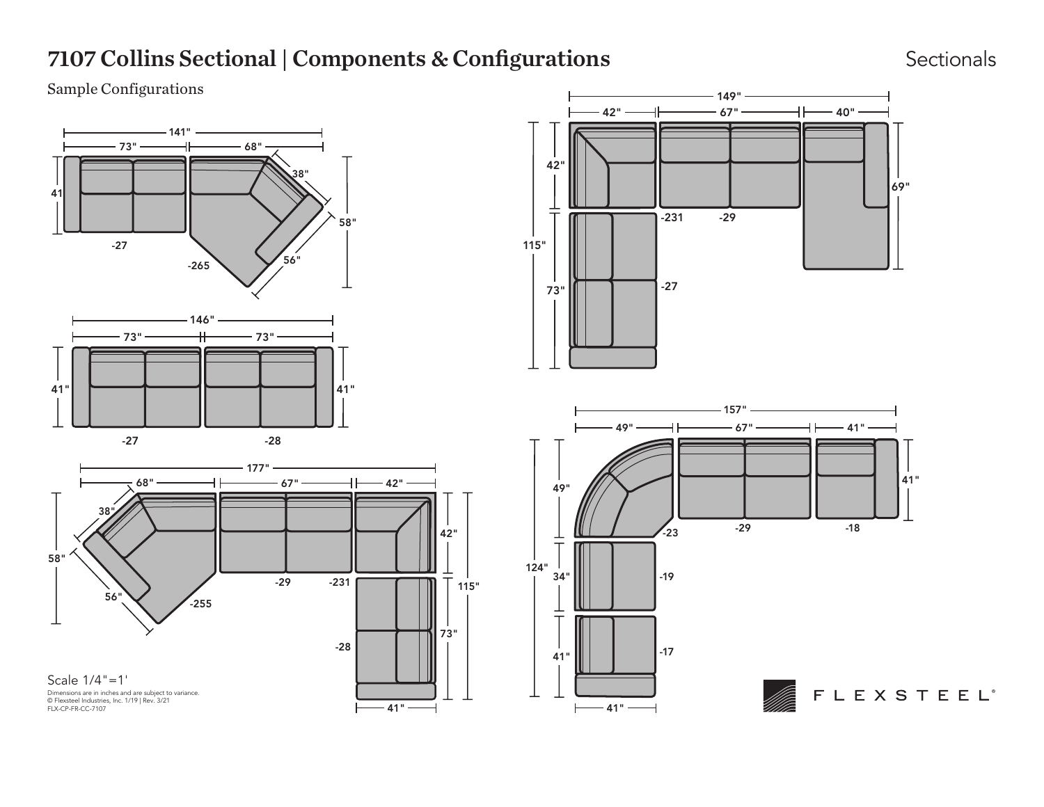# 7107 Collins Sectional | Components & Configurations

Sectionals

Sample Configurations

141"
73"
68"
38"
41
58"
-27
-265
56"

146"
73"
73"
41"
41"
-27
-28

177"
68"
67"
42"
38"
42"
58"
56"
-29
-231
115"
-255
73"
-28
41"

149"
42"
67"
40"
42"
69"
-231
-29
115"
-27
73"

157"
49"
67"
41"
49"
41"
-23
-29
-18
124"
34"
-19
41"
-17
41"

Scale 1/4"=1'

Dimensions are in inches and are subject to variance.
© Flexsteel Industries, Inc. 1/19 | Rev. 3/21
FLX-CP-FR-CC-7107

FLEXSTEEL®